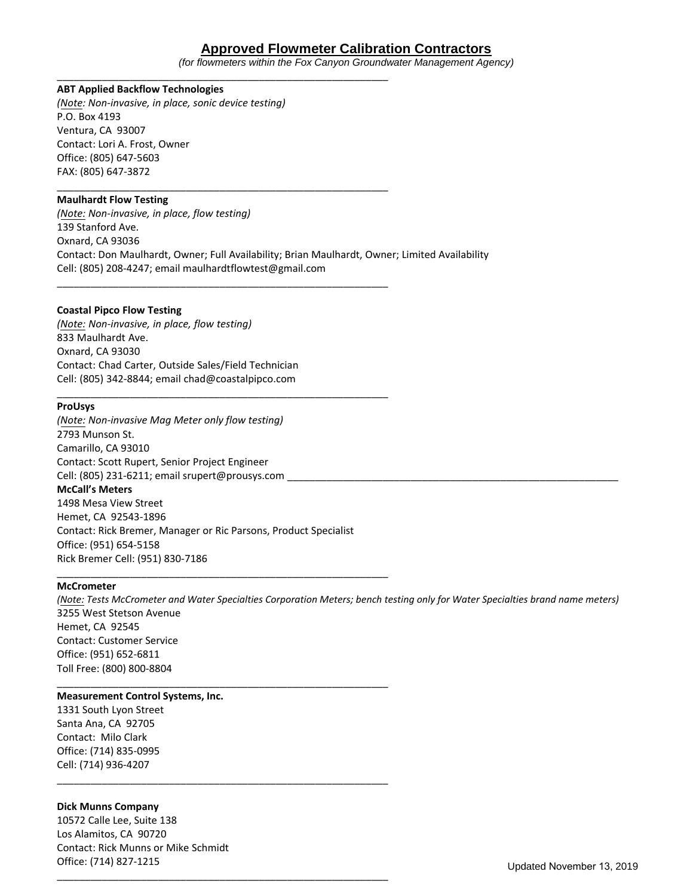# Approved Flowmeter Calibration Contractors

*(for flowmeters within the Fox Canyon Groundwater Management Agency)*

---

**ABT Applied Backflow Technologies**
*(Note: Non-invasive, in place, sonic device testing)*
P.O. Box 4193
Ventura, CA 93007
Contact: Lori A. Frost, Owner
Office: (805) 647-5603
FAX: (805) 647-3872

---

**Maulhardt Flow Testing**
*(Note: Non-invasive, in place, flow testing)*
139 Stanford Ave.
Oxnard, CA 93036
Contact: Don Maulhardt, Owner; Full Availability; Brian Maulhardt, Owner; Limited Availability
Cell: (805) 208-4247; email maulhardtflowtest@gmail.com

---

**Coastal Pipco Flow Testing**
*(Note: Non-invasive, in place, flow testing)*
833 Maulhardt Ave.
Oxnard, CA 93030
Contact: Chad Carter, Outside Sales/Field Technician
Cell: (805) 342-8844; email chad@coastalpipco.com

---

**ProUsys**
*(Note: Non-invasive Mag Meter only flow testing)*
2793 Munson St.
Camarillo, CA 93010
Contact: Scott Rupert, Senior Project Engineer
Cell: (805) 231-6211; email srupert@prousys.com

---

**McCall's Meters**
1498 Mesa View Street
Hemet, CA 92543-1896
Contact: Rick Bremer, Manager or Ric Parsons, Product Specialist
Office: (951) 654-5158
Rick Bremer Cell: (951) 830-7186

---

**McCrometer**
*(Note: Tests McCrometer and Water Specialties Corporation Meters; bench testing only for Water Specialties brand name meters)*
3255 West Stetson Avenue
Hemet, CA 92545
Contact: Customer Service
Office: (951) 652-6811
Toll Free: (800) 800-8804

---

**Measurement Control Systems, Inc.**
1331 South Lyon Street
Santa Ana, CA 92705
Contact: Milo Clark
Office: (714) 835-0995
Cell: (714) 936-4207

---

**Dick Munns Company**
10572 Calle Lee, Suite 138
Los Alamitos, CA 90720
Contact: Rick Munns or Mike Schmidt
Office: (714) 827-1215

---

Updated November 13, 2019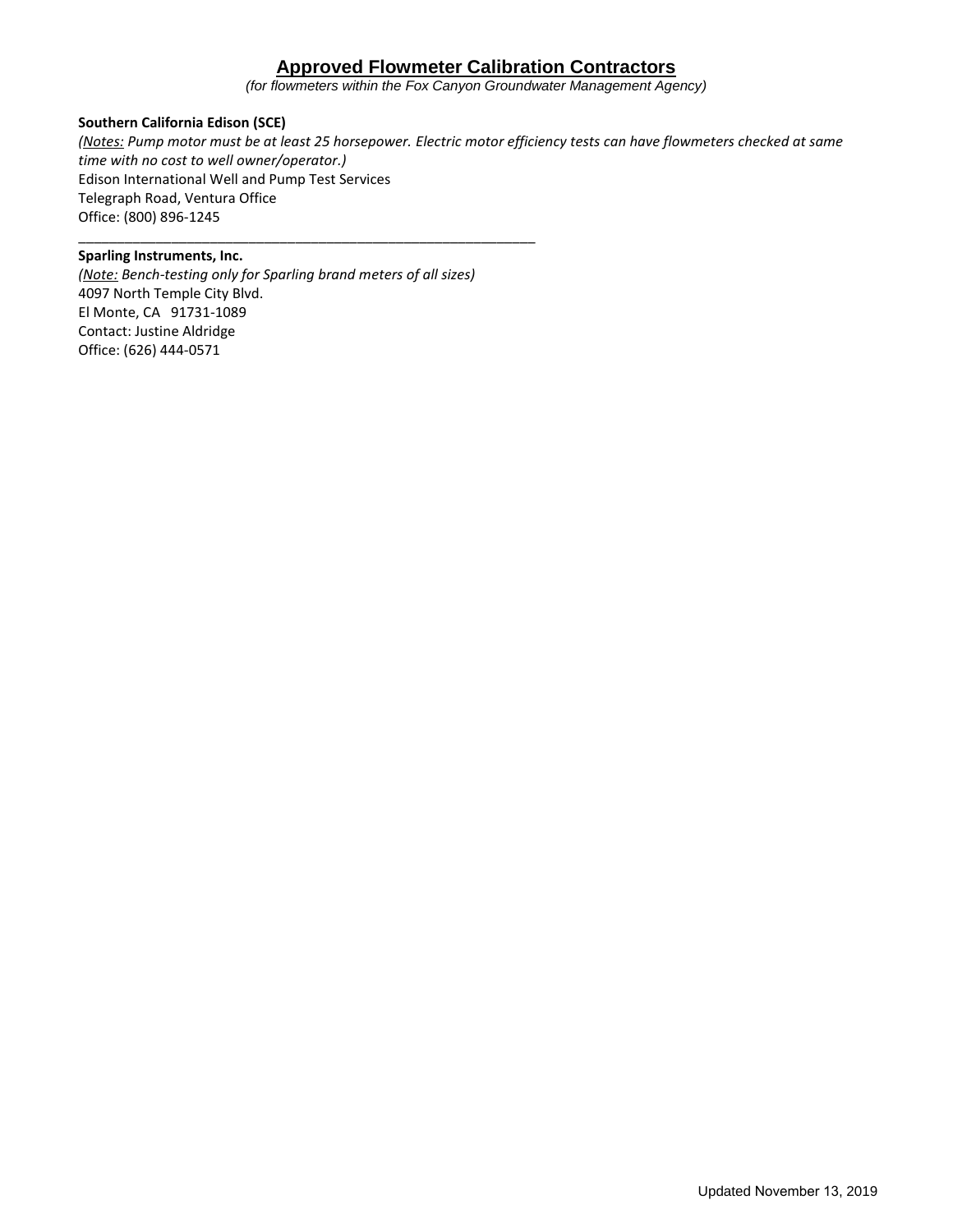# Approved Flowmeter Calibration Contractors

*(for flowmeters within the Fox Canyon Groundwater Management Agency)*

**Southern California Edison (SCE)**

*(Notes: Pump motor must be at least 25 horsepower. Electric motor efficiency tests can have flowmeters checked at same time with no cost to well owner/operator.)*

Edison International Well and Pump Test Services
Telegraph Road, Ventura Office
Office: (800) 896-1245

---

**Sparling Instruments, Inc.**

*(Note: Bench-testing only for Sparling brand meters of all sizes)*

4097 North Temple City Blvd.
El Monte, CA 91731-1089
Contact: Justine Aldridge
Office: (626) 444-0571

Updated November 13, 2019